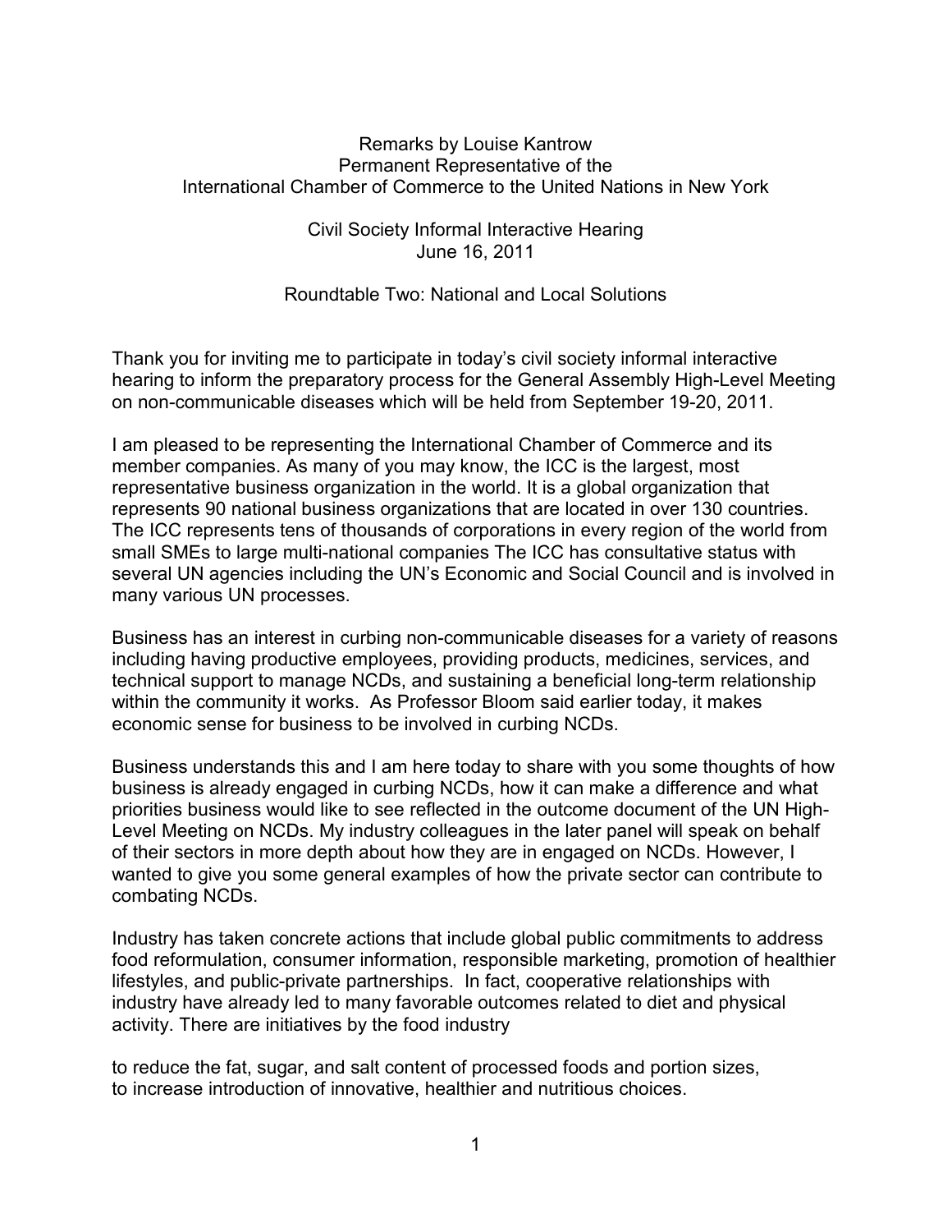Remarks by Louise Kantrow
Permanent Representative of the
International Chamber of Commerce to the United Nations in New York

Civil Society Informal Interactive Hearing
June 16, 2011

Roundtable Two: National and Local Solutions

Thank you for inviting me to participate in today's civil society informal interactive hearing to inform the preparatory process for the General Assembly High-Level Meeting on non-communicable diseases which will be held from September 19-20, 2011.

I am pleased to be representing the International Chamber of Commerce and its member companies. As many of you may know, the ICC is the largest, most representative business organization in the world. It is a global organization that represents 90 national business organizations that are located in over 130 countries. The ICC represents tens of thousands of corporations in every region of the world from small SMEs to large multi-national companies The ICC has consultative status with several UN agencies including the UN's Economic and Social Council and is involved in many various UN processes.

Business has an interest in curbing non-communicable diseases for a variety of reasons including having productive employees, providing products, medicines, services, and technical support to manage NCDs, and sustaining a beneficial long-term relationship within the community it works. As Professor Bloom said earlier today, it makes economic sense for business to be involved in curbing NCDs.

Business understands this and I am here today to share with you some thoughts of how business is already engaged in curbing NCDs, how it can make a difference and what priorities business would like to see reflected in the outcome document of the UN High-Level Meeting on NCDs. My industry colleagues in the later panel will speak on behalf of their sectors in more depth about how they are in engaged on NCDs. However, I wanted to give you some general examples of how the private sector can contribute to combating NCDs.

Industry has taken concrete actions that include global public commitments to address food reformulation, consumer information, responsible marketing, promotion of healthier lifestyles, and public-private partnerships. In fact, cooperative relationships with industry have already led to many favorable outcomes related to diet and physical activity. There are initiatives by the food industry

to reduce the fat, sugar, and salt content of processed foods and portion sizes,
to increase introduction of innovative, healthier and nutritious choices.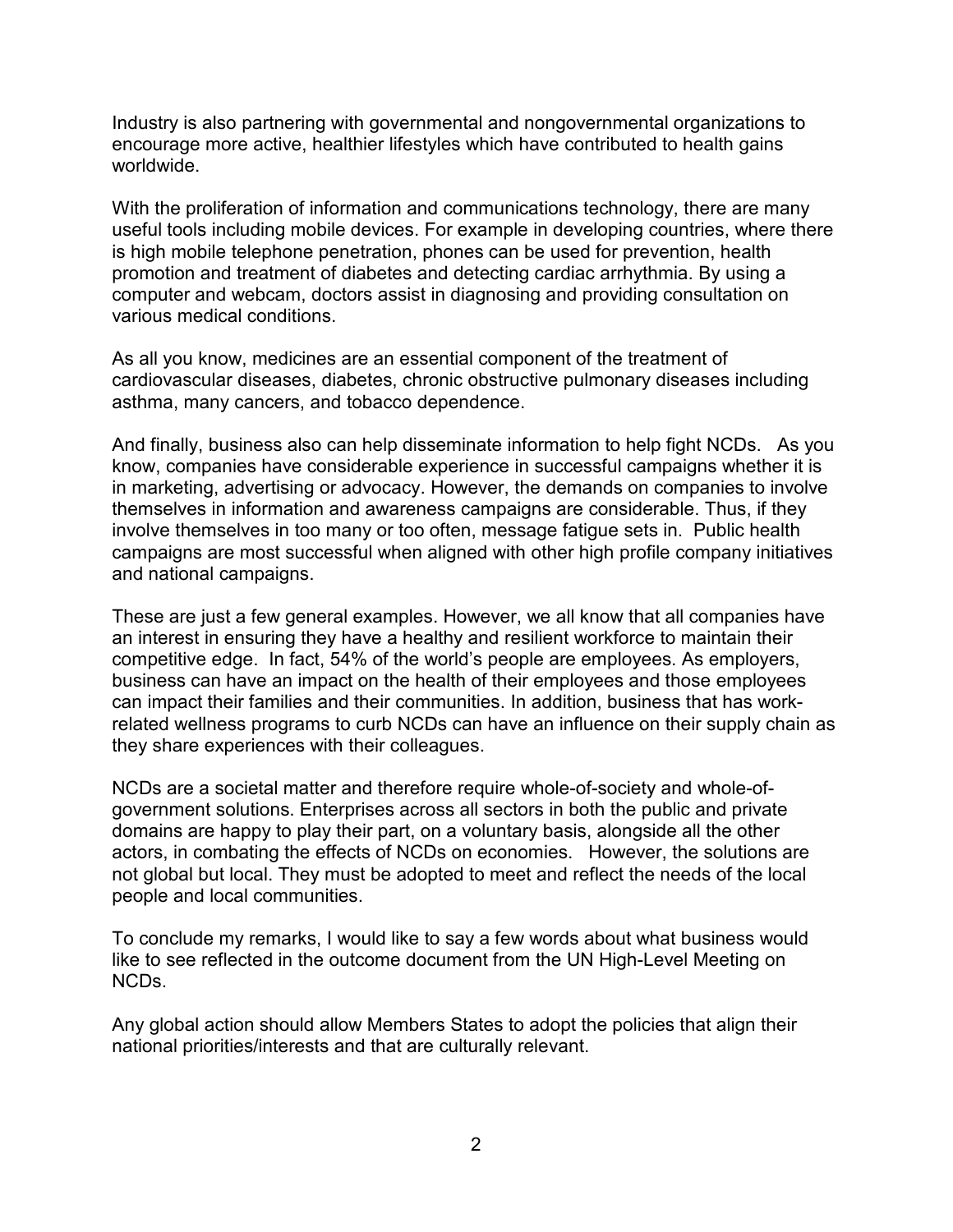Industry is also partnering with governmental and nongovernmental organizations to encourage more active, healthier lifestyles which have contributed to health gains worldwide.

With the proliferation of information and communications technology, there are many useful tools including mobile devices. For example in developing countries, where there is high mobile telephone penetration, phones can be used for prevention, health promotion and treatment of diabetes and detecting cardiac arrhythmia. By using a computer and webcam, doctors assist in diagnosing and providing consultation on various medical conditions.

As all you know, medicines are an essential component of the treatment of cardiovascular diseases, diabetes, chronic obstructive pulmonary diseases including asthma, many cancers, and tobacco dependence.

And finally, business also can help disseminate information to help fight NCDs. As you know, companies have considerable experience in successful campaigns whether it is in marketing, advertising or advocacy. However, the demands on companies to involve themselves in information and awareness campaigns are considerable. Thus, if they involve themselves in too many or too often, message fatigue sets in. Public health campaigns are most successful when aligned with other high profile company initiatives and national campaigns.

These are just a few general examples. However, we all know that all companies have an interest in ensuring they have a healthy and resilient workforce to maintain their competitive edge. In fact, 54% of the world's people are employees. As employers, business can have an impact on the health of their employees and those employees can impact their families and their communities. In addition, business that has work-related wellness programs to curb NCDs can have an influence on their supply chain as they share experiences with their colleagues.

NCDs are a societal matter and therefore require whole-of-society and whole-of-government solutions. Enterprises across all sectors in both the public and private domains are happy to play their part, on a voluntary basis, alongside all the other actors, in combating the effects of NCDs on economies. However, the solutions are not global but local. They must be adopted to meet and reflect the needs of the local people and local communities.

To conclude my remarks, I would like to say a few words about what business would like to see reflected in the outcome document from the UN High-Level Meeting on NCDs.

Any global action should allow Members States to adopt the policies that align their national priorities/interests and that are culturally relevant.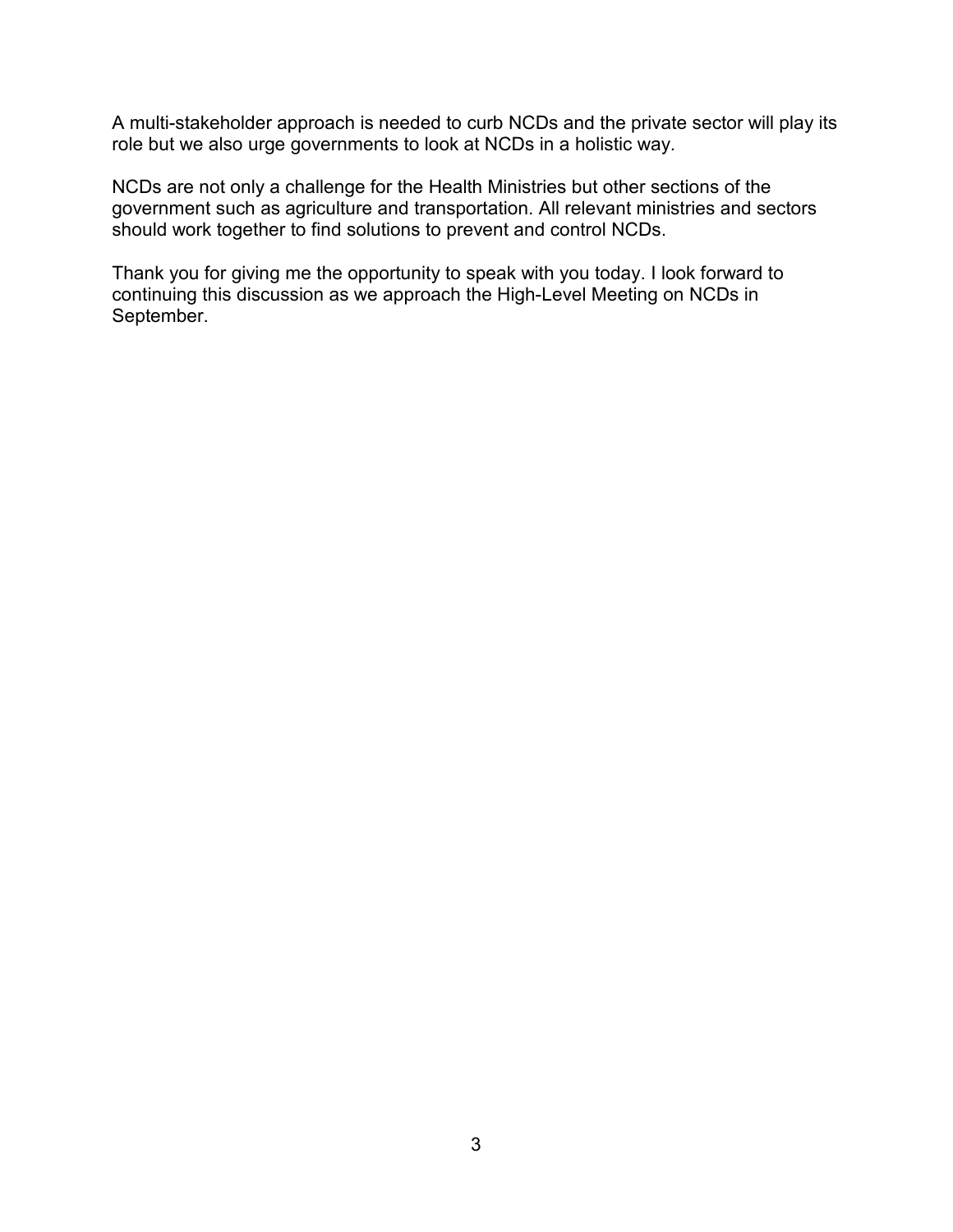A multi-stakeholder approach is needed to curb NCDs and the private sector will play its role but we also urge governments to look at NCDs in a holistic way.

NCDs are not only a challenge for the Health Ministries but other sections of the government such as agriculture and transportation. All relevant ministries and sectors should work together to find solutions to prevent and control NCDs.

Thank you for giving me the opportunity to speak with you today. I look forward to continuing this discussion as we approach the High-Level Meeting on NCDs in September.